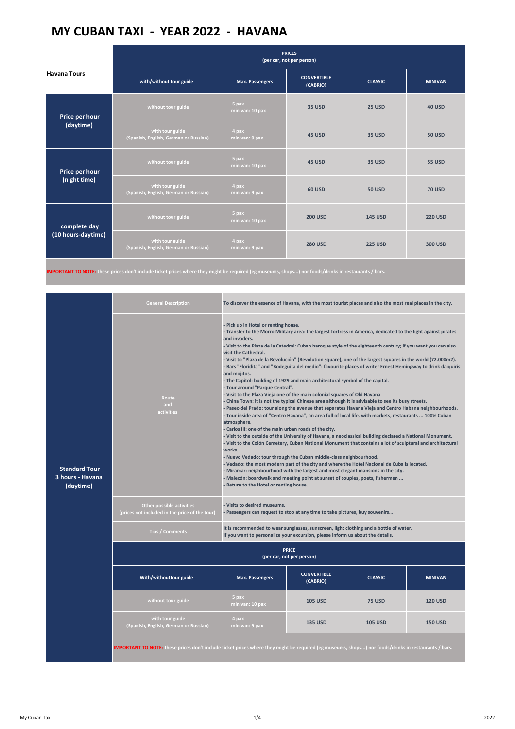# MY CUBAN TAXI - YEAR 2022 - HAVANA

| Havana Tours | with/without tour guide | Max. Passengers | PRICES (per car, not per person) CONVERTIBLE (CABRIO) | CLASSIC | MINIVAN |
|---|---|---|---|---|---|
| Price per hour (daytime) | without tour guide | 5 pax minivan: 10 pax | 35 USD | 25 USD | 40 USD |
| | with tour guide (Spanish, English, German or Russian) | 4 pax minivan: 9 pax | 45 USD | 35 USD | 50 USD |
| Price per hour (night time) | without tour guide | 5 pax minivan: 10 pax | 45 USD | 35 USD | 55 USD |
| | with tour guide (Spanish, English, German or Russian) | 4 pax minivan: 9 pax | 60 USD | 50 USD | 70 USD |
| complete day (10 hours-daytime) | without tour guide | 5 pax minivan: 10 pax | 200 USD | 145 USD | 220 USD |
| | with tour guide (Spanish, English, German or Russian) | 4 pax minivan: 9 pax | 280 USD | 225 USD | 300 USD |

**IMPORTANT TO NOTE:** these prices don't include ticket prices where they might be required (eg museums, shops...) nor foods/drinks in restaurants / bars.

## Standard Tour 3 hours - Havana (daytime)

| | |
|---|---|
| General Description | To discover the essence of Havana, with the most tourist places and also the most real places in the city. |
| Route and activities | - Pick up in Hotel or renting house.<br>- Transfer to the Morro Military area: the largest fortress in America, dedicated to the fight against pirates and invaders.<br>- Visit to the Plaza de la Catedral: Cuban baroque style of the eighteenth century; if you want you can also visit the Cathedral.<br>- Visit to "Plaza de la Revolución" (Revolution square), one of the largest squares in the world (72.000m2).<br>- Bars "Floridita" and "Bodeguita del medio": favourite places of writer Ernest Hemingway to drink daiquiris and mojitos.<br>- The Capitol: building of 1929 and main architectural symbol of the capital.<br>- Tour around "Parque Central".<br>- Visit to the Plaza Vieja one of the main colonial squares of Old Havana<br>- China Town: it is not the typical Chinese area although it is advisable to see its busy streets.<br>- Paseo del Prado: tour along the avenue that separates Havana Vieja and Centro Habana neighbourhoods.<br>- Tour inside area of "Centro Havana", an area full of local life, with markets, restaurants ... 100% Cuban atmosphere.<br>- Carlos III: one of the main urban roads of the city.<br>- Visit to the outside of the University of Havana, a neoclassical building declared a National Monument.<br>- Visit to the Colón Cemetery, Cuban National Monument that contains a lot of sculptural and architectural works.<br>- Nuevo Vedado: tour through the Cuban middle-class neighbourhood.<br>- Vedado: the most modern part of the city and where the Hotel Nacional de Cuba is located.<br>- Miramar: neighbourhood with the largest and most elegant mansions in the city.<br>- Malecón: boardwalk and meeting point at sunset of couples, poets, fishermen ...<br>- Return to the Hotel or renting house. |
| Other possible activities (prices not included in the price of the tour) | - Visits to desired museums.<br>- Passengers can request to stop at any time to take pictures, buy souvenirs... |
| Tips / Comments | It is recommended to wear sunglasses, sunscreen, light clothing and a bottle of water.<br>if you want to personalize your excursion, please inform us about the details. |

| With/withouttour guide | Max. Passengers | PRICE (per car, not per person) CONVERTIBLE (CABRIO) | CLASSIC | MINIVAN |
|---|---|---|---|---|
| without tour guide | 5 pax minivan: 10 pax | 105 USD | 75 USD | 120 USD |
| with tour guide (Spanish, English, German or Russian) | 4 pax minivan: 9 pax | 135 USD | 105 USD | 150 USD |

**IMPORTANT TO NOTE:** these prices don't include ticket prices where they might be required (eg museums, shops...) nor foods/drinks in restaurants / bars.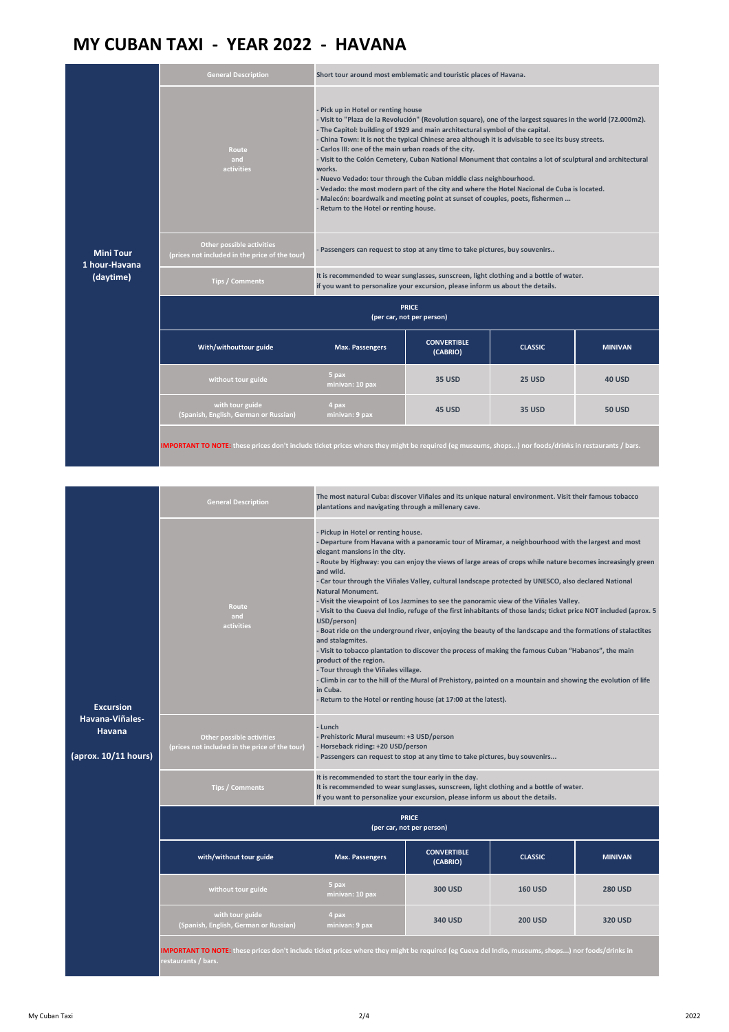# MY CUBAN TAXI - YEAR 2022 - HAVANA

## Mini Tour 1 hour-Havana (daytime)

**General Description**

Short tour around most emblematic and touristic places of Havana.

**Route and activities**

- Pick up in Hotel or renting house
- Visit to "Plaza de la Revolución" (Revolution square), one of the largest squares in the world (72.000m2).
- The Capitol: building of 1929 and main architectural symbol of the capital.
- China Town: it is not the typical Chinese area although it is advisable to see its busy streets.
- Carlos III: one of the main urban roads of the city.
- Visit to the Colón Cemetery, Cuban National Monument that contains a lot of sculptural and architectural works.
- Nuevo Vedado: tour through the Cuban middle class neighbourhood.
- Vedado: the most modern part of the city and where the Hotel Nacional de Cuba is located.
- Malecón: boardwalk and meeting point at sunset of couples, poets, fishermen ...
- Return to the Hotel or renting house.

**Other possible activities (prices not included in the price of the tour)**

- Passengers can request to stop at any time to take pictures, buy souvenirs..

**Tips / Comments**

It is recommended to wear sunglasses, sunscreen, light clothing and a bottle of water.
if you want to personalize your excursion, please inform us about the details.

**PRICE (per car, not per person)**

| With/withouttour guide | Max. Passengers | CONVERTIBLE (CABRIO) | CLASSIC | MINIVAN |
|---|---|---|---|---|
| without tour guide | 5 pax<br>minivan: 10 pax | 35 USD | 25 USD | 40 USD |
| with tour guide (Spanish, English, German or Russian) | 4 pax<br>minivan: 9 pax | 45 USD | 35 USD | 50 USD |

**IMPORTANT TO NOTE:** these prices don't include ticket prices where they might be required (eg museums, shops...) nor foods/drinks in restaurants / bars.

## Excursion Havana-Viñales-Havana (aprox. 10/11 hours)

**General Description**

The most natural Cuba: discover Viñales and its unique natural environment. Visit their famous tobacco plantations and navigating through a millenary cave.

**Route and activities**

- Pickup in Hotel or renting house.
- Departure from Havana with a panoramic tour of Miramar, a neighbourhood with the largest and most elegant mansions in the city.
- Route by Highway: you can enjoy the views of large areas of crops while nature becomes increasingly green and wild.
- Car tour through the Viñales Valley, cultural landscape protected by UNESCO, also declared National Natural Monument.
- Visit the viewpoint of Los Jazmines to see the panoramic view of the Viñales Valley.
- Visit to the Cueva del Indio, refuge of the first inhabitants of those lands; ticket price NOT included (aprox. 5 USD/person)
- Boat ride on the underground river, enjoying the beauty of the landscape and the formations of stalactites and stalagmites.
- Visit to tobacco plantation to discover the process of making the famous Cuban "Habanos", the main product of the region.
- Tour through the Viñales village.
- Climb in car to the hill of the Mural of Prehistory, painted on a mountain and showing the evolution of life in Cuba.
- Return to the Hotel or renting house (at 17:00 at the latest).

**Other possible activities (prices not included in the price of the tour)**

- Lunch
- Prehistoric Mural museum: +3 USD/person
- Horseback riding: +20 USD/person
- Passengers can request to stop at any time to take pictures, buy souvenirs...

**Tips / Comments**

It is recommended to start the tour early in the day.
It is recommended to wear sunglasses, sunscreen, light clothing and a bottle of water.
If you want to personalize your excursion, please inform us about the details.

**PRICE (per car, not per person)**

| with/without tour guide | Max. Passengers | CONVERTIBLE (CABRIO) | CLASSIC | MINIVAN |
|---|---|---|---|---|
| without tour guide | 5 pax<br>minivan: 10 pax | 300 USD | 160 USD | 280 USD |
| with tour guide (Spanish, English, German or Russian) | 4 pax<br>minivan: 9 pax | 340 USD | 200 USD | 320 USD |

**IMPORTANT TO NOTE:** these prices don't include ticket prices where they might be required (eg Cueva del Indio, museums, shops...) nor foods/drinks in restaurants / bars.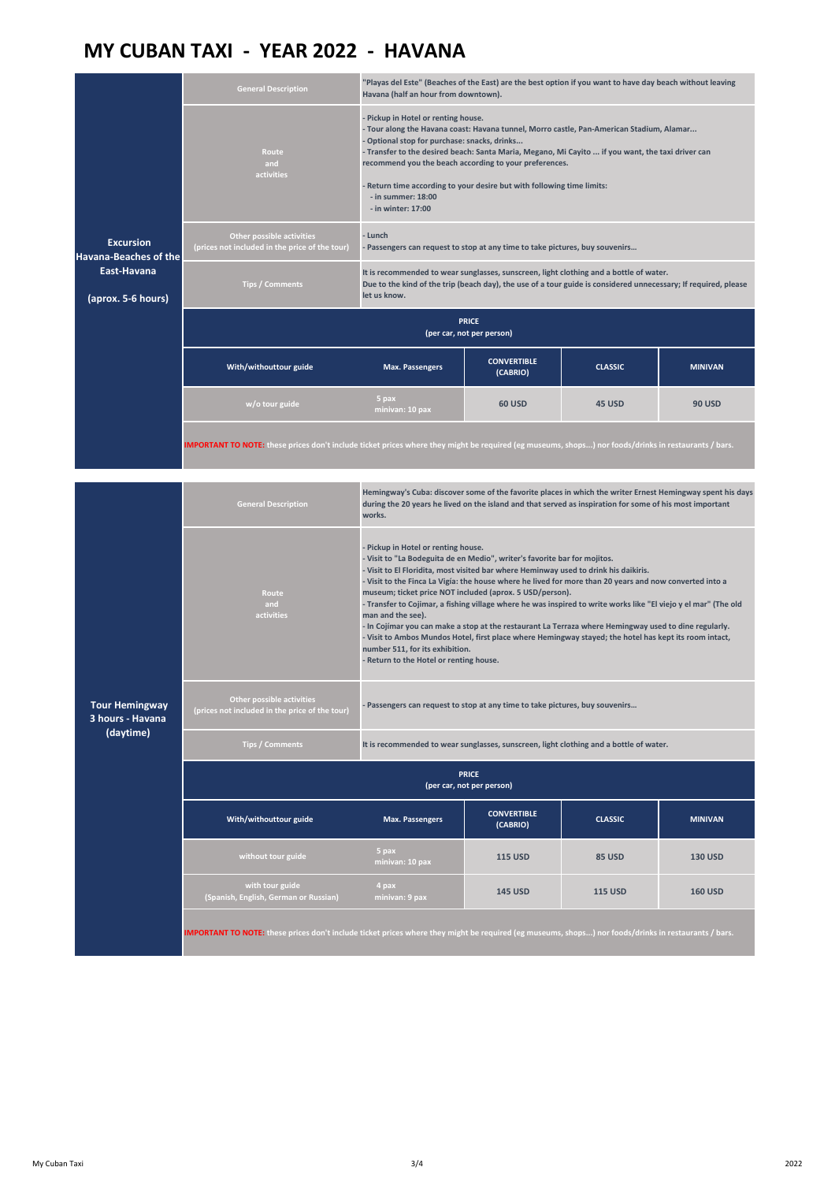# MY CUBAN TAXI - YEAR 2022 - HAVANA

## Excursion Havana-Beaches of the East-Havana

(aprox. 5-6 hours)

| | |
|---|---|
| General Description | "Playas del Este" (Beaches of the East) are the best option if you want to have day beach without leaving Havana (half an hour from downtown). |
| Route and activities | - Pickup in Hotel or renting house.<br>- Tour along the Havana coast: Havana tunnel, Morro castle, Pan-American Stadium, Alamar...<br>- Optional stop for purchase: snacks, drinks...<br>- Transfer to the desired beach: Santa Maria, Megano, Mi Cayito ... if you want, the taxi driver can recommend you the beach according to your preferences.<br><br>- Return time according to your desire but with following time limits:<br>- in summer: 18:00<br>- in winter: 17:00 |
| Other possible activities (prices not included in the price of the tour) | - Lunch<br>- Passengers can request to stop at any time to take pictures, buy souvenirs... |
| Tips / Comments | It is recommended to wear sunglasses, sunscreen, light clothing and a bottle of water.<br>Due to the kind of the trip (beach day), the use of a tour guide is considered unnecessary; If required, please let us know. |

**PRICE**
(per car, not per person)

| With/withouttour guide | Max. Passengers | CONVERTIBLE (CABRIO) | CLASSIC | MINIVAN |
|---|---|---|---|---|
| w/o tour guide | 5 pax<br>minivan: 10 pax | 60 USD | 45 USD | 90 USD |

**IMPORTANT TO NOTE:** these prices don't include ticket prices where they might be required (eg museums, shops...) nor foods/drinks in restaurants / bars.

## Tour Hemingway 3 hours - Havana (daytime)

| | |
|---|---|
| General Description | Hemingway's Cuba: discover some of the favorite places in which the writer Ernest Hemingway spent his days during the 20 years he lived on the island and that served as inspiration for some of his most important works. |
| Route and activities | - Pickup in Hotel or renting house.<br>- Visit to "La Bodeguita de en Medio", writer's favorite bar for mojitos.<br>- Visit to El Floridita, most visited bar where Heminway used to drink his daikiris.<br>- Visit to the Finca La Vigia: the house where he lived for more than 20 years and now converted into a museum; ticket price NOT included (aprox. 5 USD/person).<br>- Transfer to Cojimar, a fishing village where he was inspired to write works like "El viejo y el mar" (The old man and the see).<br>- In Cojimar you can make a stop at the restaurant La Terraza where Hemingway used to dine regularly.<br>- Visit to Ambos Mundos Hotel, first place where Hemingway stayed; the hotel has kept its room intact, number 511, for its exhibition.<br>- Return to the Hotel or renting house. |
| Other possible activities (prices not included in the price of the tour) | - Passengers can request to stop at any time to take pictures, buy souvenirs... |
| Tips / Comments | It is recommended to wear sunglasses, sunscreen, light clothing and a bottle of water. |

**PRICE**
(per car, not per person)

| With/withouttour guide | Max. Passengers | CONVERTIBLE (CABRIO) | CLASSIC | MINIVAN |
|---|---|---|---|---|
| without tour guide | 5 pax<br>minivan: 10 pax | 115 USD | 85 USD | 130 USD |
| with tour guide (Spanish, English, German or Russian) | 4 pax<br>minivan: 9 pax | 145 USD | 115 USD | 160 USD |

**IMPORTANT TO NOTE:** these prices don't include ticket prices where they might be required (eg museums, shops...) nor foods/drinks in restaurants / bars.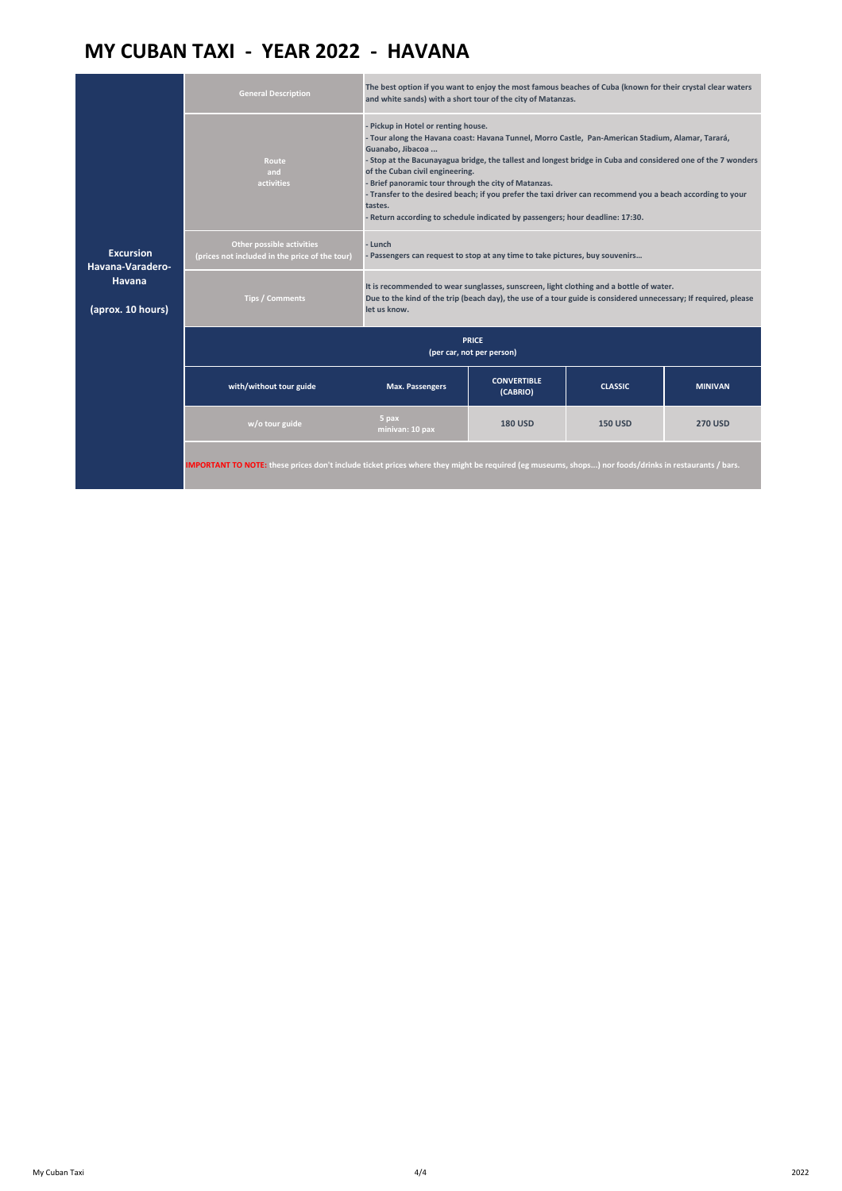# MY CUBAN TAXI - YEAR 2022 - HAVANA

| | | | | | |
|---|---|---|---|---|---|
| **Excursion Havana-Varadero-Havana (aprox. 10 hours)** | General Description | The best option if you want to enjoy the most famous beaches of Cuba (known for their crystal clear waters and white sands) with a short tour of the city of Matanzas. | | | |
| | Route and activities | - Pickup in Hotel or renting house.<br>- Tour along the Havana coast: Havana Tunnel, Morro Castle, Pan-American Stadium, Alamar, Tarará, Guanabo, Jibacoa ...<br>- Stop at the Bacunayagua bridge, the tallest and longest bridge in Cuba and considered one of the 7 wonders of the Cuban civil engineering.<br>- Brief panoramic tour through the city of Matanzas.<br>- Transfer to the desired beach; if you prefer the taxi driver can recommend you a beach according to your tastes.<br>- Return according to schedule indicated by passengers; hour deadline: 17:30. | | | |
| | Other possible activities (prices not included in the price of the tour) | - Lunch<br>- Passengers can request to stop at any time to take pictures, buy souvenirs... | | | |
| | Tips / Comments | It is recommended to wear sunglasses, sunscreen, light clothing and a bottle of water.<br>Due to the kind of the trip (beach day), the use of a tour guide is considered unnecessary; If required, please let us know. | | | |
| | **PRICE (per car, not per person)** | | | | |
| | with/without tour guide | Max. Passengers | CONVERTIBLE (CABRIO) | CLASSIC | MINIVAN |
| | w/o tour guide | 5 pax<br>minivan: 10 pax | 180 USD | 150 USD | 270 USD |

**IMPORTANT TO NOTE:** these prices don't include ticket prices where they might be required (eg museums, shops...) nor foods/drinks in restaurants / bars.